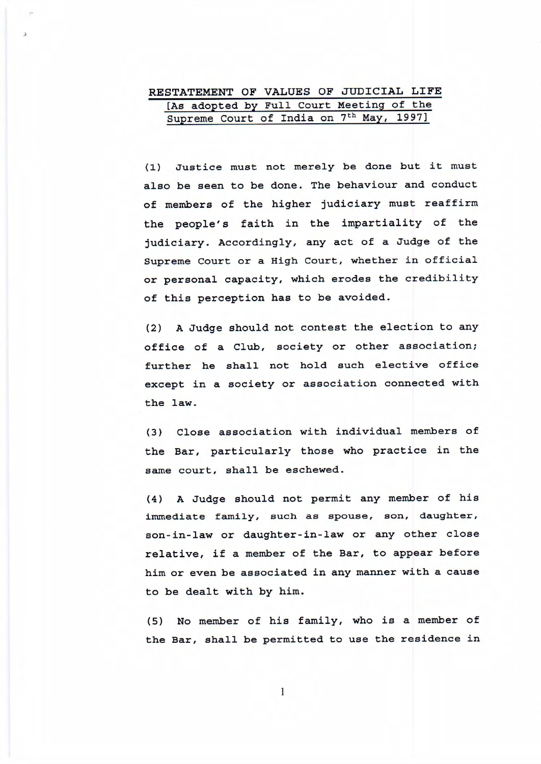# RESTATEMENT OF VALUES OF JUDICIAL LIFE

[As adopted by Full Court Meeting of the Supreme Court of India on 7th May, 1997]

(1) Justice must not merely be done but it must also be seen to be done. The behaviour and conduct of members of the higher judiciary must reaffirm the people's faith in the impartiality of the judiciary. Accordingly, any act of a Judge of the Supreme Court or a High Court, whether in official or personal capacity, which erodes the credibility of this perception has to be avoided.

(2) A Judge should not contest the election to any office of a Club, society or other association; further he shall not hold such elective office except in a society or association connected with the law.

(3) Close association with individual members of the Bar, particularly those who practice in the same court, shall be eschewed.

(4) A Judge should not permit any member of his immediate family, such as spouse, son, daughter, son-in-law or daughter-in-law or any other close relative, if a member of the Bar, to appear before him or even be associated in any manner with a cause to be dealt with by him.

(5) No member of his family, who is a member of the Bar, shall be permitted to use the residence in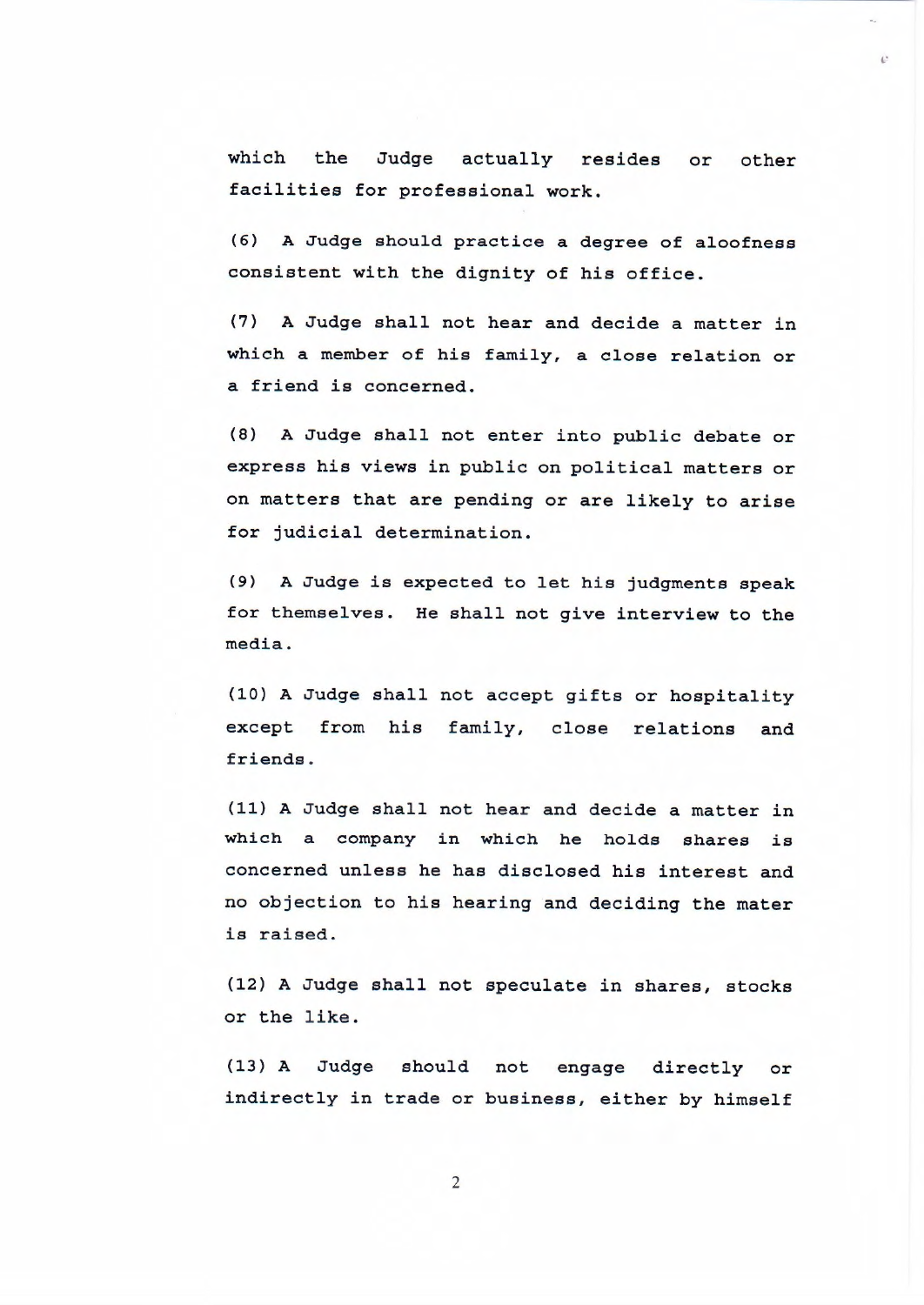which the Judge actually resides or other facilities for professional work.

(6) A Judge should practice a degree of aloofness consistent with the dignity of his office.

(7) A Judge shall not hear and decide a matter in which a member of his family, a close relation or a friend is concerned.

(8) A Judge shall not enter into public debate or express his views in public on political matters or on matters that are pending or are likely to arise for judicial determination.

(9) A Judge is expected to let his judgments speak for themselves. He shall not give interview to the media.

(10) A Judge shall not accept gifts or hospitality except from his family, close relations and friends.

(11) A Judge shall not hear and decide a matter in which a company in which he holds shares is concerned unless he has disclosed his interest and no objection to his hearing and deciding the mater is raised.

(12) A Judge shall not speculate in shares, stocks or the like.

(13) A Judge should not engage directly or indirectly in trade or business, either by himself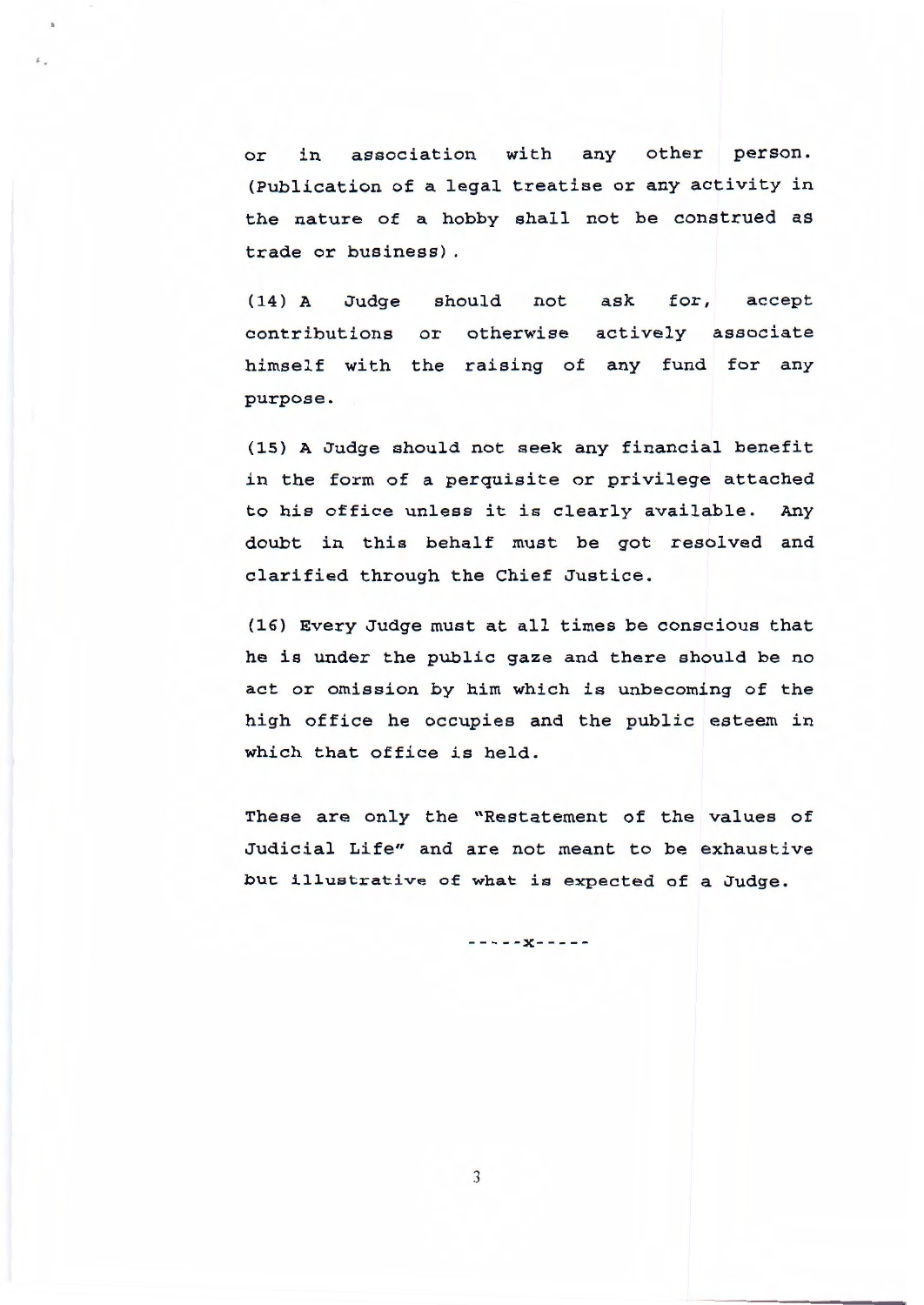or in association with any other person. (Publication of a legal treatise or any activity in the nature of a hobby shall not be construed as trade or business).

(14) A Judge should not ask for, accept contributions or otherwise actively associate himself with the raising of any fund for any purpose.

(15) A Judge should not seek any financial benefit in the form of a perquisite or privilege attached to his office unless it is clearly available. Any doubt in this behalf must be got resolved and clarified through the Chief Justice.

(16) Every Judge must at all times be conscious that he is under the public gaze and there should be no act or omission by him which is unbecoming of the high office he occupies and the public esteem in which that office is held.

These are only the "Restatement of the values of Judicial Life" and are not meant to be exhaustive but illustrative of what is expected of a Judge.

-----x-----